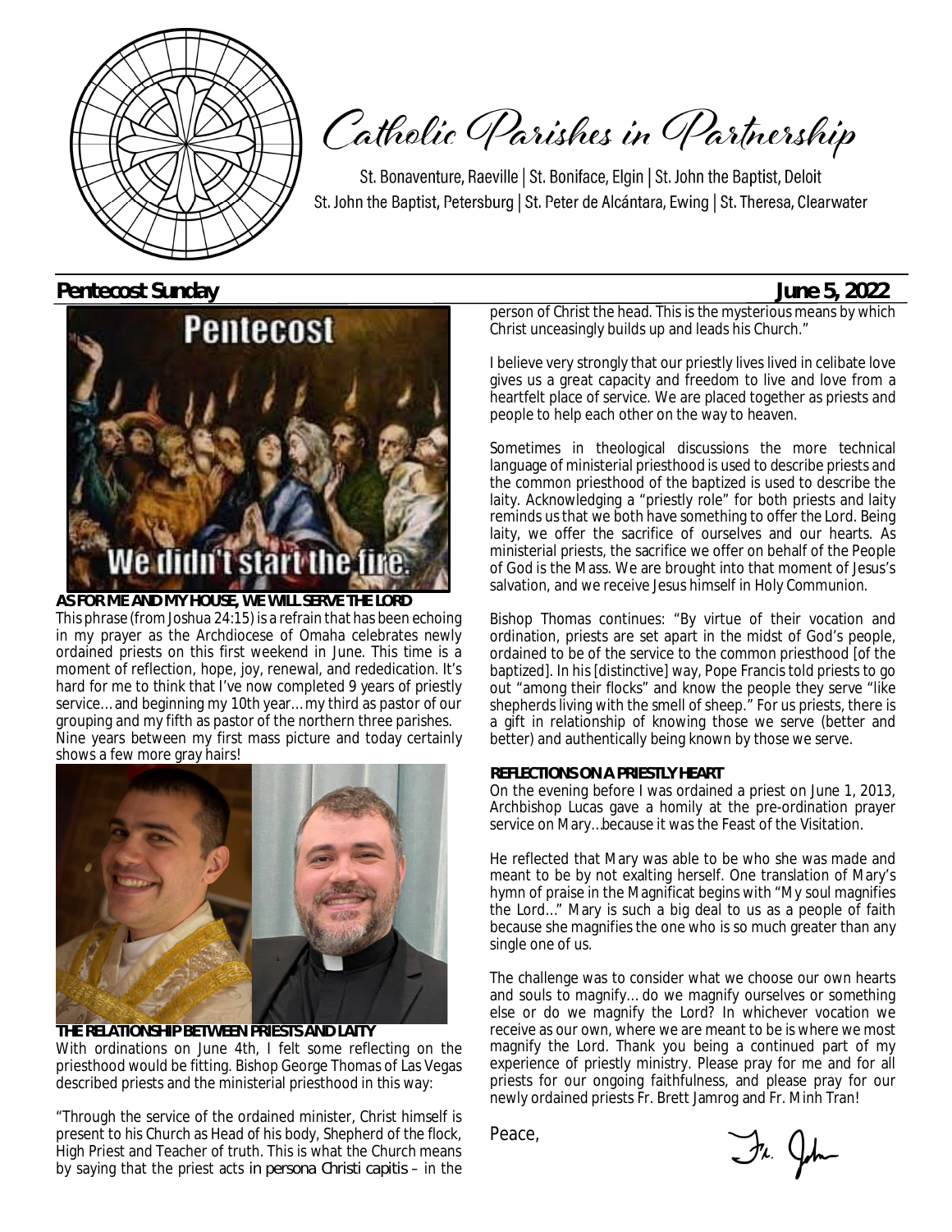# Catholic Parishes in Partnership

St. Bonaventure, Raeville | St. Boniface, Elgin | St. John the Baptist, Deloit
St. John the Baptist, Petersburg | St. Peter de Alcántara, Ewing | St. Theresa, Clearwater

**Pentecost Sunday** **June 5, 2022**

Pentecost

We didn't start the fire.

## AS FOR ME AND MY HOUSE, WE WILL SERVE THE LORD

This phrase (from Joshua 24:15) is a refrain that has been echoing in my prayer as the Archdiocese of Omaha celebrates newly ordained priests on this first weekend in June. This time is a moment of reflection, hope, joy, renewal, and rededication. It's hard for me to think that I've now completed 9 years of priestly service… and beginning my 10th year… my third as pastor of our grouping and my fifth as pastor of the northern three parishes. Nine years between my first mass picture and today certainly shows a few more gray hairs!

## THE RELATIONSHIP BETWEEN PRIESTS AND LAITY

With ordinations on June 4th, I felt some reflecting on the priesthood would be fitting. Bishop George Thomas of Las Vegas described priests and the ministerial priesthood in this way:

"Through the service of the ordained minister, Christ himself is present to his Church as Head of his body, Shepherd of the flock, High Priest and Teacher of truth. This is what the Church means by saying that the priest acts *in persona Christi capitis* – in the person of Christ the head. This is the mysterious means by which Christ unceasingly builds up and leads his Church."

I believe very strongly that our priestly lives lived in celibate love gives us a great capacity and freedom to live and love from a heartfelt place of service. We are placed together as priests and people to help each other on the way to heaven.

Sometimes in theological discussions the more technical language of ministerial priesthood is used to describe priests and the common priesthood of the baptized is used to describe the laity. Acknowledging a "priestly role" for both priests and laity reminds us that we both have something to offer the Lord. Being laity, we offer the sacrifice of ourselves and our hearts. As ministerial priests, the sacrifice we offer on behalf of the People of God is the Mass. We are brought into that moment of Jesus's salvation, and we receive Jesus himself in Holy Communion.

Bishop Thomas continues: "By virtue of their vocation and ordination, priests are set apart in the midst of God's people, ordained to be of the service to the common priesthood [of the baptized]. In his [distinctive] way, Pope Francis told priests to go out "among their flocks" and know the people they serve "like shepherds living with the smell of sheep." For us priests, there is a gift in relationship of knowing those we serve (better and better) and authentically being known by those we serve.

## REFLECTIONS ON A PRIESTLY HEART

On the evening before I was ordained a priest on June 1, 2013, Archbishop Lucas gave a homily at the pre-ordination prayer service on Mary…because it was the Feast of the Visitation.

He reflected that Mary was able to be who she was made and meant to be by not exalting herself. One translation of Mary's hymn of praise in the Magnificat begins with "My soul magnifies the Lord…" Mary is such a big deal to us as a people of faith because she magnifies the one who is so much greater than any single one of us.

The challenge was to consider what we choose our own hearts and souls to magnify… do we magnify ourselves or something else or do we magnify the Lord? In whichever vocation we receive as our own, where we are meant to be is where we most magnify the Lord. Thank you being a continued part of my experience of priestly ministry. Please pray for me and for all priests for our ongoing faithfulness, and please pray for our newly ordained priests Fr. Brett Jamrog and Fr. Minh Tran!

Peace,

Fr. John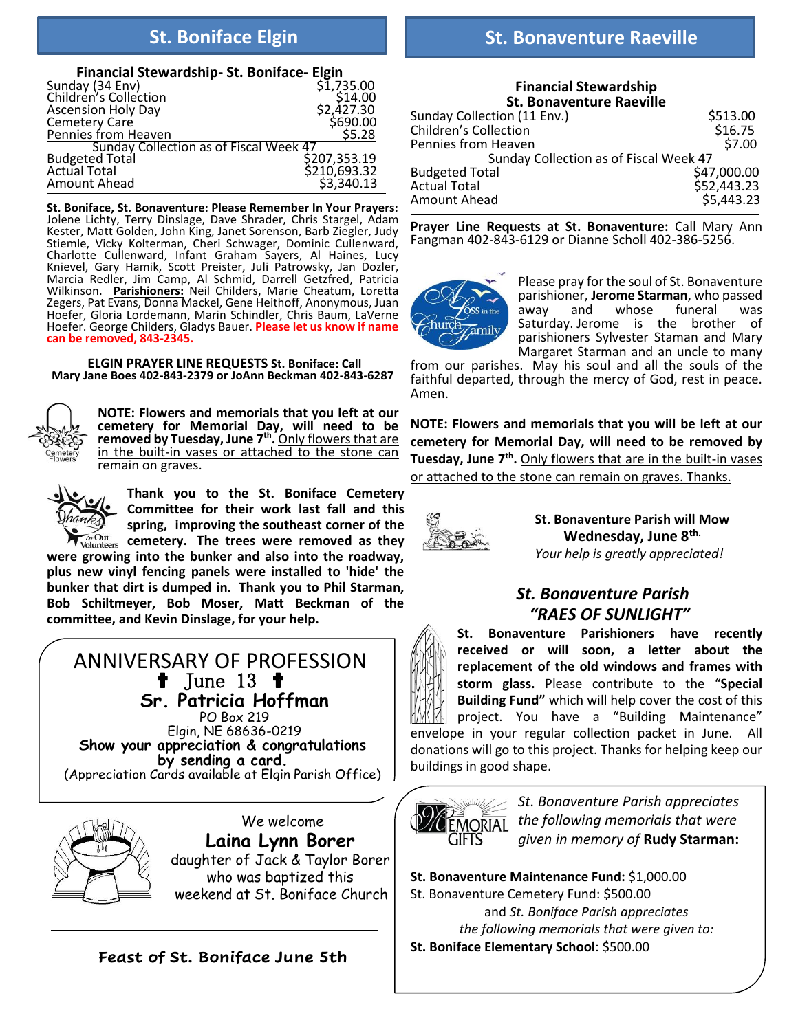## St. Boniface Elgin

**Financial Stewardship- St. Boniface- Elgin**

| | |
|---|---|
| Sunday (34 Env) | $1,735.00 |
| Children's Collection | $14.00 |
| Ascension Holy Day | $2,427.30 |
| Cemetery Care | $690.00 |
| Pennies from Heaven | $5.28 |
| Sunday Collection as of Fiscal Week 47 | |
| Budgeted Total | $207,353.19 |
| Actual Total | $210,693.32 |
| Amount Ahead | $3,340.13 |

**St. Boniface, St. Bonaventure: Please Remember In Your Prayers:** Jolene Lichty, Terry Dinslage, Dave Shrader, Chris Stargel, Adam Kester, Matt Golden, John King, Janet Sorenson, Barb Ziegler, Judy Stiemle, Vicky Kolterman, Cheri Schwager, Dominic Cullenward, Charlotte Cullenward, Infant Graham Sayers, Al Haines, Lucy Knievel, Gary Hamik, Scott Preister, Juli Patrowsky, Jan Dozler, Marcia Redler, Jim Camp, Al Schmid, Darrell Getzfred, Patricia Wilkinson. **Parishioners:** Neil Childers, Marie Cheatum, Loretta Zegers, Pat Evans, Donna Mackel, Gene Heithoff, Anonymous, Juan Hoefer, Gloria Lordemann, Marin Schindler, Chris Baum, LaVerne Hoefer. George Childers, Gladys Bauer. **Please let us know if name can be removed, 843-2345.**

**ELGIN PRAYER LINE REQUESTS St. Boniface: Call Mary Jane Boes 402-843-2379 or JoAnn Beckman 402-843-6287**

**NOTE: Flowers and memorials that you left at our cemetery for Memorial Day, will need to be removed by Tuesday, June 7th.** Only flowers that are in the built-in vases or attached to the stone can remain on graves.

**Thank you to the St. Boniface Cemetery Committee for their work last fall and this spring, improving the southeast corner of the cemetery. The trees were removed as they were growing into the bunker and also into the roadway, plus new vinyl fencing panels were installed to 'hide' the bunker that dirt is dumped in. Thank you to Phil Starman, Bob Schiltmeyer, Bob Moser, Matt Beckman of the committee, and Kevin Dinslage, for your help.**

ANNIVERSARY OF PROFESSION
✝ June 13 ✝
**Sr. Patricia Hoffman**
PO Box 219
Elgin, NE 68636-0219
**Show your appreciation & congratulations by sending a card.**
(Appreciation Cards available at Elgin Parish Office)

We welcome
**Laina Lynn Borer**
daughter of Jack & Taylor Borer
who was baptized this
weekend at St. Boniface Church

**Feast of St. Boniface June 5th**

## St. Bonaventure Raeville

**Financial Stewardship**
**St. Bonaventure Raeville**

| | |
|---|---|
| Sunday Collection (11 Env.) | $513.00 |
| Children's Collection | $16.75 |
| Pennies from Heaven | $7.00 |
| Sunday Collection as of Fiscal Week 47 | |
| Budgeted Total | $47,000.00 |
| Actual Total | $52,443.23 |
| Amount Ahead | $5,443.23 |

**Prayer Line Requests at St. Bonaventure:** Call Mary Ann Fangman 402-843-6129 or Dianne Scholl 402-386-5256.

Please pray for the soul of St. Bonaventure parishioner, **Jerome Starman**, who passed away and whose funeral was Saturday. Jerome is the brother of parishioners Sylvester Staman and Mary Margaret Starman and an uncle to many from our parishes. May his soul and all the souls of the faithful departed, through the mercy of God, rest in peace. Amen.

**NOTE: Flowers and memorials that you will be left at our cemetery for Memorial Day, will need to be removed by Tuesday, June 7th.** Only flowers that are in the built-in vases or attached to the stone can remain on graves. Thanks.

**St. Bonaventure Parish will Mow Wednesday, June 8th.**
*Your help is greatly appreciated!*

### *St. Bonaventure Parish "RAES OF SUNLIGHT"*

**St. Bonaventure Parishioners have recently received or will soon, a letter about the replacement of the old windows and frames with storm glass.** Please contribute to the "**Special Building Fund"** which will help cover the cost of this project. You have a "Building Maintenance" envelope in your regular collection packet in June. All donations will go to this project. Thanks for helping keep our buildings in good shape.

*St. Bonaventure Parish appreciates the following memorials that were given in memory of* **Rudy Starman:**

**St. Bonaventure Maintenance Fund:** $1,000.00
St. Bonaventure Cemetery Fund: $500.00

and *St. Boniface Parish appreciates the following memorials that were given to:*

**St. Boniface Elementary School**: $500.00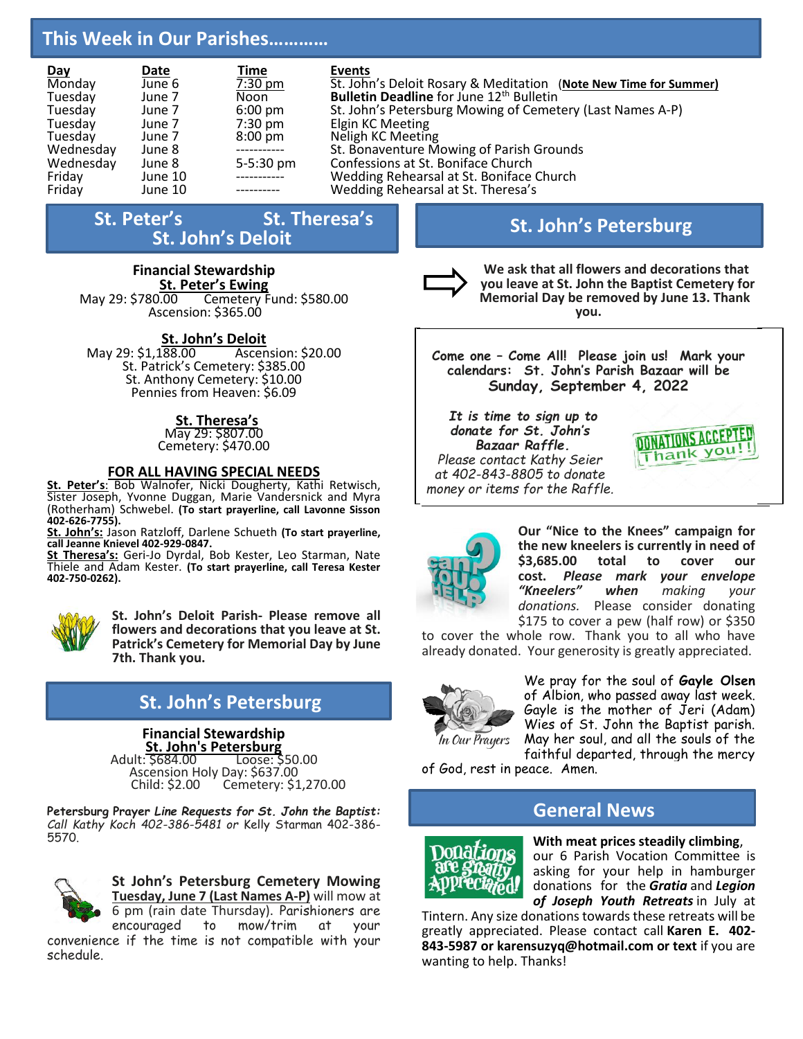## This Week in Our Parishes…………

| Day | Date | Time | Events |
|---|---|---|---|
| Monday | June 6 | 7:30 pm | St. John's Deloit Rosary & Meditation (**Note New Time for Summer**) |
| Tuesday | June 7 | Noon | **Bulletin Deadline** for June 12th Bulletin |
| Tuesday | June 7 | 6:00 pm | St. John's Petersburg Mowing of Cemetery (Last Names A-P) |
| Tuesday | June 7 | 7:30 pm | Elgin KC Meeting |
| Tuesday | June 7 | 8:00 pm | Neligh KC Meeting |
| Wednesday | June 8 | ----------- | St. Bonaventure Mowing of Parish Grounds |
| Wednesday | June 8 | 5-5:30 pm | Confessions at St. Boniface Church |
| Friday | June 10 | ----------- | Wedding Rehearsal at St. Boniface Church |
| Friday | June 10 | ---------- | Wedding Rehearsal at St. Theresa's |

## St. Peter's St. Theresa's St. John's Deloit

### Financial Stewardship

**St. Peter's Ewing**

May 29: $780.00 Cemetery Fund: $580.00
Ascension: $365.00

**St. John's Deloit**

May 29: $1,188.00 Ascension: $20.00
St. Patrick's Cemetery: $385.00
St. Anthony Cemetery: $10.00
Pennies from Heaven: $6.09

**St. Theresa's**

May 29: $807.00
Cemetery: $470.00

### FOR ALL HAVING SPECIAL NEEDS

**St. Peter's:** Bob Walnofer, Nicki Dougherty, Kathi Retwisch, Sister Joseph, Yvonne Duggan, Marie Vandersnick and Myra (Rotherham) Schwebel. **(To start prayerline, call Lavonne Sisson 402-626-7755).**

**St. John's:** Jason Ratzloff, Darlene Schueth **(To start prayerline, call Jeanne Knievel 402-929-0847.**

**St Theresa's:** Geri-Jo Dyrdal, Bob Kester, Leo Starman, Nate Thiele and Adam Kester. **(To start prayerline, call Teresa Kester 402-750-0262).**

**St. John's Deloit Parish- Please remove all flowers and decorations that you leave at St. Patrick's Cemetery for Memorial Day by June 7th. Thank you.**

## St. John's Petersburg

### Financial Stewardship

**St. John's Petersburg**

Adult: $684.00 Loose: $50.00
Ascension Holy Day: $637.00
Child: $2.00 Cemetery: $1,270.00

**Petersburg Prayer** ***Line Requests for St. John the Baptist:*** *Call Kathy Koch 402-386-5481 or* Kelly Starman 402-386-5570.

**St John's Petersburg Cemetery Mowing Tuesday, June 7 (Last Names A-P)** will mow at 6 pm (rain date Thursday). Parishioners are encouraged to mow/trim at your convenience if the time is not compatible with your schedule.

## St. John's Petersburg

**We ask that all flowers and decorations that you leave at St. John the Baptist Cemetery for Memorial Day be removed by June 13. Thank you.**

**Come one – Come All! Please join us! Mark your calendars: St. John's Parish Bazaar will be Sunday, September 4, 2022**

***It is time to sign up to donate for St. John's Bazaar Raffle.*** *Please contact Kathy Seier at 402-843-8805 to donate money or items for the Raffle.*

**Our "Nice to the Knees" campaign for the new kneelers is currently in need of $3,685.00 total to cover our cost.** ***Please mark your envelope "Kneelers" when*** *making your donations.* Please consider donating $175 to cover a pew (half row) or $350 to cover the whole row. Thank you to all who have already donated. Your generosity is greatly appreciated.

We pray for the soul of **Gayle Olsen** of Albion, who passed away last week. Gayle is the mother of Jeri (Adam) Wies of St. John the Baptist parish. May her soul, and all the souls of the faithful departed, through the mercy of God, rest in peace. Amen.

## General News

**With meat prices steadily climbing**, our 6 Parish Vacation Committee is asking for your help in hamburger donations for the ***Gratia*** and ***Legion of Joseph Youth Retreats*** in July at Tintern. Any size donations towards these retreats will be greatly appreciated. Please contact **Karen E. 402-843-5987 or karensuzyq@hotmail.com or text** if you are wanting to help. Thanks!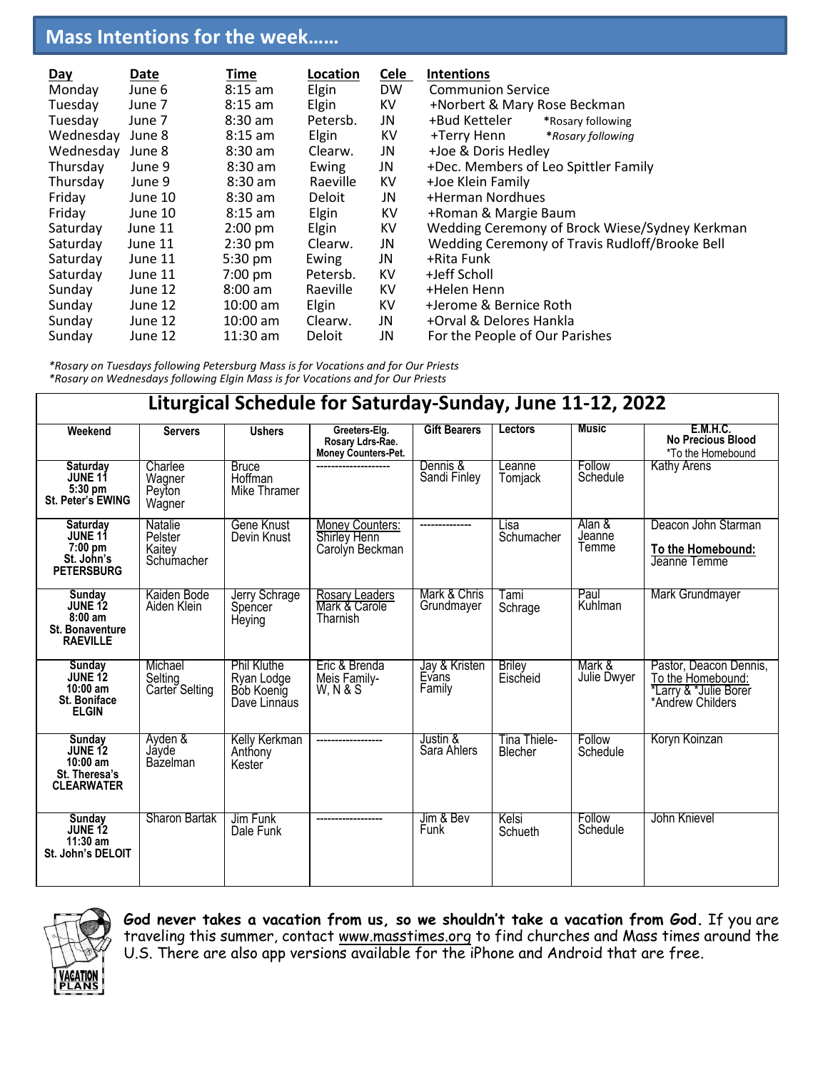## Mass Intentions for the week……

| Day | Date | Time | Location | Cele | Intentions |
|---|---|---|---|---|---|
| Monday | June 6 | 8:15 am | Elgin | DW | Communion Service |
| Tuesday | June 7 | 8:15 am | Elgin | KV | +Norbert & Mary Rose Beckman |
| Tuesday | June 7 | 8:30 am | Petersb. | JN | +Bud Ketteler *Rosary following |
| Wednesday | June 8 | 8:15 am | Elgin | KV | +Terry Henn *Rosary following* |
| Wednesday | June 8 | 8:30 am | Clearw. | JN | +Joe & Doris Hedley |
| Thursday | June 9 | 8:30 am | Ewing | JN | +Dec. Members of Leo Spittler Family |
| Thursday | June 9 | 8:30 am | Raeville | KV | +Joe Klein Family |
| Friday | June 10 | 8:30 am | Deloit | JN | +Herman Nordhues |
| Friday | June 10 | 8:15 am | Elgin | KV | +Roman & Margie Baum |
| Saturday | June 11 | 2:00 pm | Elgin | KV | Wedding Ceremony of Brock Wiese/Sydney Kerkman |
| Saturday | June 11 | 2:30 pm | Clearw. | JN | Wedding Ceremony of Travis Rudloff/Brooke Bell |
| Saturday | June 11 | 5:30 pm | Ewing | JN | +Rita Funk |
| Saturday | June 11 | 7:00 pm | Petersb. | KV | +Jeff Scholl |
| Sunday | June 12 | 8:00 am | Raeville | KV | +Helen Henn |
| Sunday | June 12 | 10:00 am | Elgin | KV | +Jerome & Bernice Roth |
| Sunday | June 12 | 10:00 am | Clearw. | JN | +Orval & Delores Hankla |
| Sunday | June 12 | 11:30 am | Deloit | JN | For the People of Our Parishes |

*\*Rosary on Tuesdays following Petersburg Mass is for Vocations and for Our Priests*
*\*Rosary on Wednesdays following Elgin Mass is for Vocations and for Our Priests*

## Liturgical Schedule for Saturday-Sunday, June 11-12, 2022

| Weekend | Servers | Ushers | Greeters-Elg. Rosary Ldrs-Rae. Money Counters-Pet. | Gift Bearers | Lectors | Music | E.M.H.C. No Precious Blood *To the Homebound |
|---|---|---|---|---|---|---|---|
| **Saturday JUNE 11 5:30 pm St. Peter's EWING** | Charlee Wagner Peyton Wagner | Bruce Hoffman Mike Thramer | -------------------- | Dennis & Sandi Finley | Leanne Tomjack | Follow Schedule | Kathy Arens |
| **Saturday JUNE 11 7:00 pm St. John's PETERSBURG** | Natalie Pelster Kaitey Schumacher | Gene Knust Devin Knust | Money Counters: Shirley Henn Carolyn Beckman | -------------- | Lisa Schumacher | Alan & Jeanne Temme | Deacon John Starman **To the Homebound:** Jeanne Temme |
| **Sunday JUNE 12 8:00 am St. Bonaventure RAEVILLE** | Kaiden Bode Aiden Klein | Jerry Schrage Spencer Heying | Rosary Leaders Mark & Carole Tharnish | Mark & Chris Grundmayer | Tami Schrage | Paul Kuhlman | Mark Grundmayer |
| **Sunday JUNE 12 10:00 am St. Boniface ELGIN** | Michael Selting Carter Selting | Phil Kluthe Ryan Lodge Bob Koenig Dave Linnaus | Eric & Brenda Meis Family- W, N & S | Jay & Kristen Evans Family | Briley Eischeid | Mark & Julie Dwyer | Pastor, Deacon Dennis, To the Homebound: *Larry & *Julie Borer *Andrew Childers |
| **Sunday JUNE 12 10:00 am St. Theresa's CLEARWATER** | Ayden & Jayde Bazelman | Kelly Kerkman Anthony Kester | ----------------- | Justin & Sara Ahlers | Tina Thiele-Blecher | Follow Schedule | Koryn Koinzan |
| **Sunday JUNE 12 11:30 am St. John's DELOIT** | Sharon Bartak | Jim Funk Dale Funk | ----------------- | Jim & Bev Funk | Kelsi Schueth | Follow Schedule | John Knievel |

**God never takes a vacation from us, so we shouldn't take a vacation from God.** If you are traveling this summer, contact www.masstimes.org to find churches and Mass times around the U.S. There are also app versions available for the iPhone and Android that are free.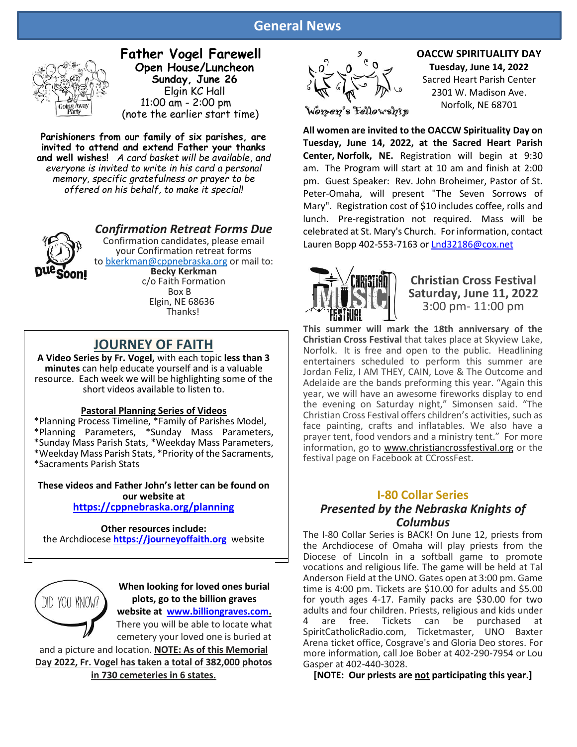# General News

## Father Vogel Farewell

**Open House/Luncheon**
**Sunday, June 26**
Elgin KC Hall
11:00 am - 2:00 pm
(note the earlier start time)

**Parishioners from our family of six parishes, are invited to attend and extend Father your thanks and well wishes!** *A card basket will be available, and everyone is invited to write in his card a personal memory, specific gratefulness or prayer to be offered on his behalf, to make it special!*

## *Confirmation Retreat Forms Due*

Confirmation candidates, please email your Confirmation retreat forms to bkerkman@cppnebraska.org or mail to:
**Becky Kerkman**
c/o Faith Formation
Box B
Elgin, NE 68636
Thanks!

## JOURNEY OF FAITH

**A Video Series by Fr. Vogel,** with each topic **less than 3 minutes** can help educate yourself and is a valuable resource. Each week we will be highlighting some of the short videos available to listen to.

**Pastoral Planning Series of Videos**

*Planning Process Timeline, *Family of Parishes Model, *Planning Parameters, *Sunday Mass Parameters, *Sunday Mass Parish Stats, *Weekday Mass Parameters, *Weekday Mass Parish Stats, *Priority of the Sacraments, *Sacraments Parish Stats

**These videos and Father John's letter can be found on our website at**
**https://cppnebraska.org/planning**

**Other resources include:**
the Archdiocese **https://journeyoffaith.org** website

DID YOU KNOW?

**When looking for loved ones burial plots, go to the billion graves website at www.billiongraves.com.** There you will be able to locate what cemetery your loved one is buried at and a picture and location. **NOTE: As of this Memorial Day 2022, Fr. Vogel has taken a total of 382,000 photos in 730 cemeteries in 6 states.**

## OACCW SPIRITUALITY DAY

**Tuesday, June 14, 2022**
Sacred Heart Parish Center
2301 W. Madison Ave.
Norfolk, NE 68701

**All women are invited to the OACCW Spirituality Day on Tuesday, June 14, 2022, at the Sacred Heart Parish Center, Norfolk, NE.** Registration will begin at 9:30 am. The Program will start at 10 am and finish at 2:00 pm. Guest Speaker: Rev. John Broheimer, Pastor of St. Peter-Omaha, will present "The Seven Sorrows of Mary". Registration cost of $10 includes coffee, rolls and lunch. Pre-registration not required. Mass will be celebrated at St. Mary's Church. For information, contact Lauren Bopp 402-553-7163 or Lnd32186@cox.net

## Christian Cross Festival

**Saturday, June 11, 2022**
3:00 pm- 11:00 pm

**This summer will mark the 18th anniversary of the Christian Cross Festival** that takes place at Skyview Lake, Norfolk. It is free and open to the public. Headlining entertainers scheduled to perform this summer are Jordan Feliz, I AM THEY, CAIN, Love & The Outcome and Adelaide are the bands preforming this year. "Again this year, we will have an awesome fireworks display to end the evening on Saturday night," Simonsen said. "The Christian Cross Festival offers children's activities, such as face painting, crafts and inflatables. We also have a prayer tent, food vendors and a ministry tent." For more information, go to www.christiancrossfestival.org or the festival page on Facebook at CCrossFest.

## I-80 Collar Series

### *Presented by the Nebraska Knights of Columbus*

The I-80 Collar Series is BACK! On June 12, priests from the Archdiocese of Omaha will play priests from the Diocese of Lincoln in a softball game to promote vocations and religious life. The game will be held at Tal Anderson Field at the UNO. Gates open at 3:00 pm. Game time is 4:00 pm. Tickets are $10.00 for adults and $5.00 for youth ages 4-17. Family packs are $30.00 for two adults and four children. Priests, religious and kids under 4 are free. Tickets can be purchased at SpiritCatholicRadio.com, Ticketmaster, UNO Baxter Arena ticket office, Cosgrave's and Gloria Deo stores. For more information, call Joe Bober at 402-290-7954 or Lou Gasper at 402-440-3028.

**[NOTE: Our priests are not participating this year.]**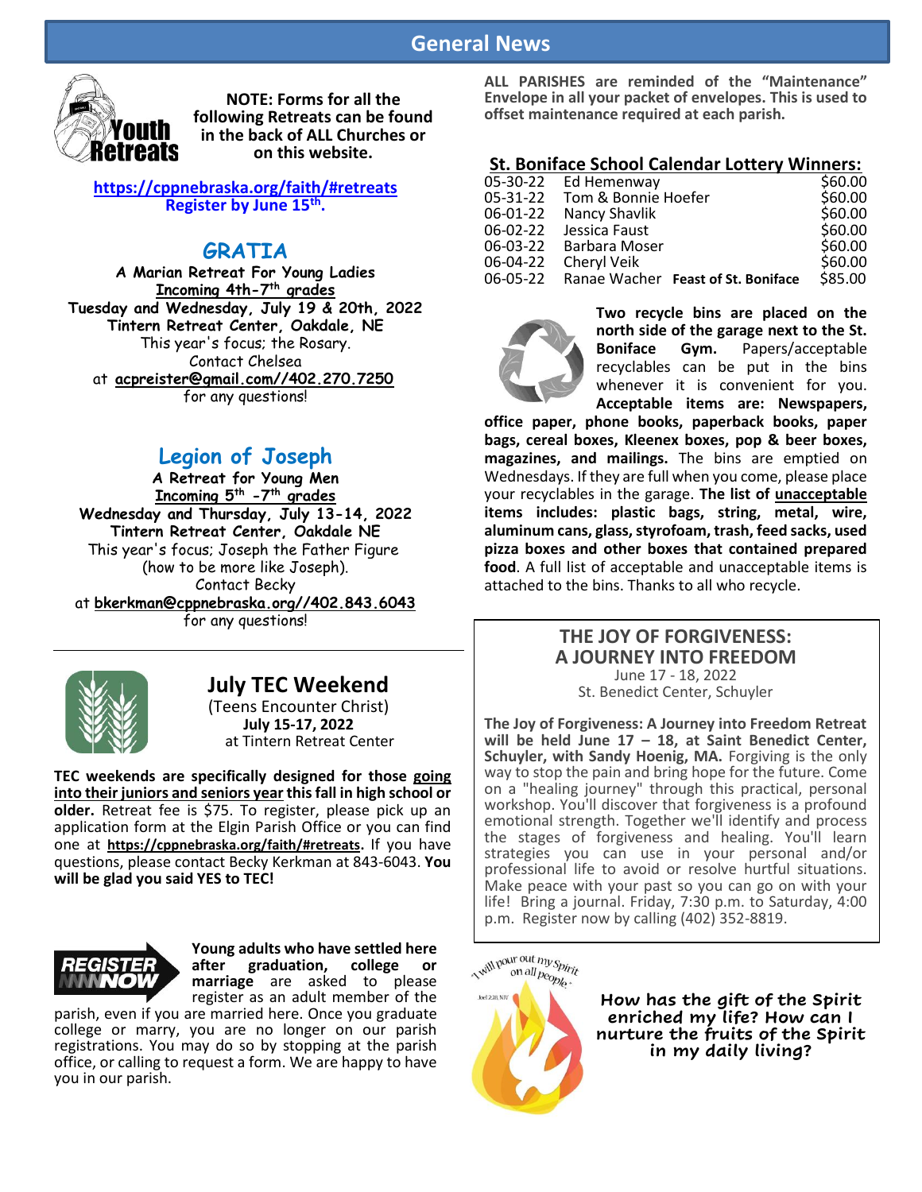# General News

**NOTE: Forms for all the following Retreats can be found in the back of ALL Churches or on this website.**

**https://cppnebraska.org/faith/#retreats**
**Register by June 15th.**

## GRATIA

**A Marian Retreat For Young Ladies**
**Incoming 4th-7th grades**
**Tuesday and Wednesday, July 19 & 20th, 2022**
**Tintern Retreat Center, Oakdale, NE**
This year's focus; the Rosary.
Contact Chelsea
at **acpreister@gmail.com//402.270.7250**
for any questions!

## Legion of Joseph

**A Retreat for Young Men**
**Incoming 5th -7th grades**
**Wednesday and Thursday, July 13-14, 2022**
**Tintern Retreat Center, Oakdale NE**
This year's focus; Joseph the Father Figure
(how to be more like Joseph).
Contact Becky
at **bkerkman@cppnebraska.org//402.843.6043**
for any questions!

## July TEC Weekend

(Teens Encounter Christ)
**July 15-17, 2022**
at Tintern Retreat Center

**TEC weekends are specifically designed for those going into their juniors and seniors year this fall in high school or older.** Retreat fee is $75. To register, please pick up an application form at the Elgin Parish Office or you can find one at **https://cppnebraska.org/faith/#retreats.** If you have questions, please contact Becky Kerkman at 843-6043. **You will be glad you said YES to TEC!**

**Young adults who have settled here after graduation, college or marriage** are asked to please register as an adult member of the parish, even if you are married here. Once you graduate college or marry, you are no longer on our parish registrations. You may do so by stopping at the parish office, or calling to request a form. We are happy to have you in our parish.

**ALL PARISHES are reminded of the "Maintenance" Envelope in all your packet of envelopes. This is used to offset maintenance required at each parish.**

## St. Boniface School Calendar Lottery Winners:

| | | |
|---|---|---|
| 05-30-22 | Ed Hemenway | $60.00 |
| 05-31-22 | Tom & Bonnie Hoefer | $60.00 |
| 06-01-22 | Nancy Shavlik | $60.00 |
| 06-02-22 | Jessica Faust | $60.00 |
| 06-03-22 | Barbara Moser | $60.00 |
| 06-04-22 | Cheryl Veik | $60.00 |
| 06-05-22 | Ranae Wacher **Feast of St. Boniface** | $85.00 |

**Two recycle bins are placed on the north side of the garage next to the St. Boniface Gym.** Papers/acceptable recyclables can be put in the bins whenever it is convenient for you. **Acceptable items are: Newspapers, office paper, phone books, paperback books, paper bags, cereal boxes, Kleenex boxes, pop & beer boxes, magazines, and mailings.** The bins are emptied on Wednesdays. If they are full when you come, please place your recyclables in the garage. **The list of unacceptable items includes: plastic bags, string, metal, wire, aluminum cans, glass, styrofoam, trash, feed sacks, used pizza boxes and other boxes that contained prepared food**. A full list of acceptable and unacceptable items is attached to the bins. Thanks to all who recycle.

## THE JOY OF FORGIVENESS: A JOURNEY INTO FREEDOM

June 17 - 18, 2022
St. Benedict Center, Schuyler

**The Joy of Forgiveness: A Journey into Freedom Retreat will be held June 17 – 18, at Saint Benedict Center, Schuyler, with Sandy Hoenig, MA.** Forgiving is the only way to stop the pain and bring hope for the future. Come on a "healing journey" through this practical, personal workshop. You'll discover that forgiveness is a profound emotional strength. Together we'll identify and process the stages of forgiveness and healing. You'll learn strategies you can use in your personal and/or professional life to avoid or resolve hurtful situations. Make peace with your past so you can go on with your life! Bring a journal. Friday, 7:30 p.m. to Saturday, 4:00 p.m. Register now by calling (402) 352-8819.

**How has the gift of the Spirit enriched my life? How can I nurture the fruits of the Spirit in my daily living?**